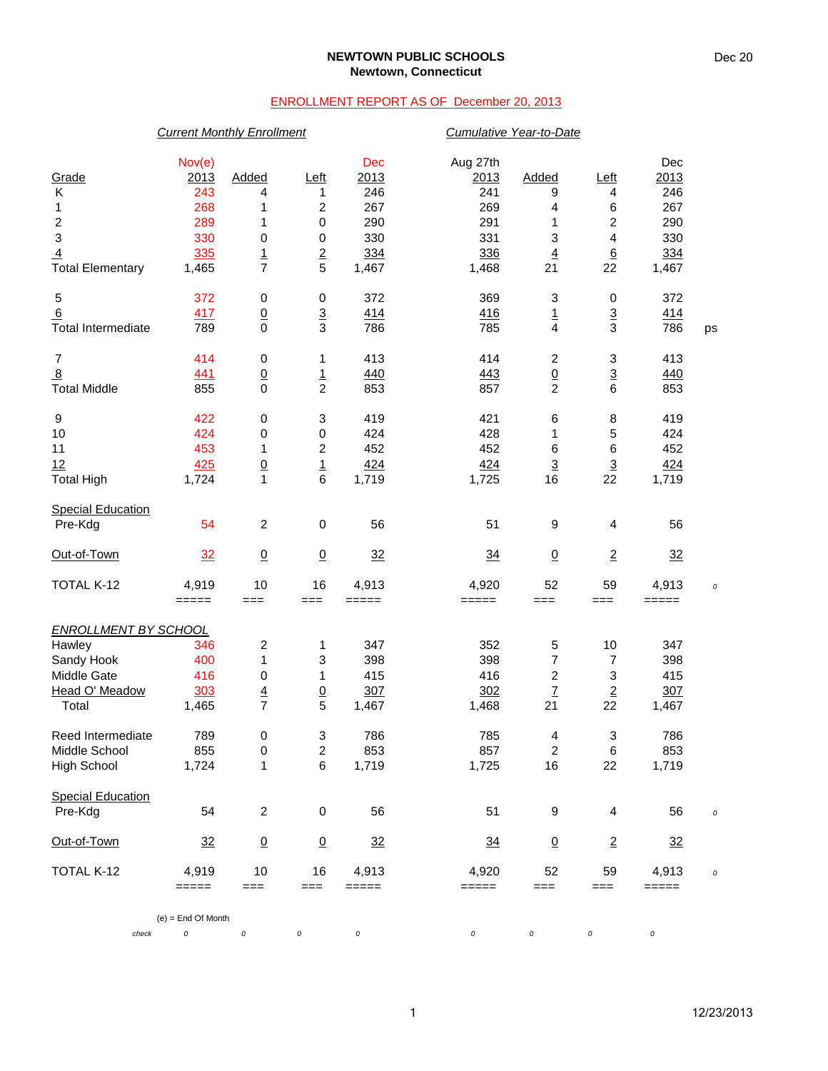**NEWTOWN PUBLIC SCHOOLS**
**Newtown, Connecticut**

Dec 20

ENROLLMENT REPORT AS OF December 20, 2013

| | *Current Monthly Enrollment* | | | | *Cumulative Year-to-Date* | | | | |
|---|---|---|---|---|---|---|---|---|---|
| Grade | Nov(e) 2013 | Added | Left | Dec 2013 | Aug 27th 2013 | Added | Left | Dec 2013 | |
| K | 243 | 4 | 1 | 246 | 241 | 9 | 4 | 246 | |
| 1 | 268 | 1 | 2 | 267 | 269 | 4 | 6 | 267 | |
| 2 | 289 | 1 | 0 | 290 | 291 | 1 | 2 | 290 | |
| 3 | 330 | 0 | 0 | 330 | 331 | 3 | 4 | 330 | |
| 4 | 335 | 1 | 2 | 334 | 336 | 4 | 6 | 334 | |
| Total Elementary | 1,465 | 7 | 5 | 1,467 | 1,468 | 21 | 22 | 1,467 | |
| 5 | 372 | 0 | 0 | 372 | 369 | 3 | 0 | 372 | |
| 6 | 417 | 0 | 3 | 414 | 416 | 1 | 3 | 414 | |
| Total Intermediate | 789 | 0 | 3 | 786 | 785 | 4 | 3 | 786 | ps |
| 7 | 414 | 0 | 1 | 413 | 414 | 2 | 3 | 413 | |
| 8 | 441 | 0 | 1 | 440 | 443 | 0 | 3 | 440 | |
| Total Middle | 855 | 0 | 2 | 853 | 857 | 2 | 6 | 853 | |
| 9 | 422 | 0 | 3 | 419 | 421 | 6 | 8 | 419 | |
| 10 | 424 | 0 | 0 | 424 | 428 | 1 | 5 | 424 | |
| 11 | 453 | 1 | 2 | 452 | 452 | 6 | 6 | 452 | |
| 12 | 425 | 0 | 1 | 424 | 424 | 3 | 3 | 424 | |
| Total High | 1,724 | 1 | 6 | 1,719 | 1,725 | 16 | 22 | 1,719 | |
| Special Education | | | | | | | | | |
| Pre-Kdg | 54 | 2 | 0 | 56 | 51 | 9 | 4 | 56 | |
| Out-of-Town | 32 | 0 | 0 | 32 | 34 | 0 | 2 | 32 | |
| TOTAL K-12 | 4,919 | 10 | 16 | 4,913 | 4,920 | 52 | 59 | 4,913 | 0 |
| *ENROLLMENT BY SCHOOL* | | | | | | | | | |
| Hawley | 346 | 2 | 1 | 347 | 352 | 5 | 10 | 347 | |
| Sandy Hook | 400 | 1 | 3 | 398 | 398 | 7 | 7 | 398 | |
| Middle Gate | 416 | 0 | 1 | 415 | 416 | 2 | 3 | 415 | |
| Head O' Meadow | 303 | 4 | 0 | 307 | 302 | 7 | 2 | 307 | |
| Total | 1,465 | 7 | 5 | 1,467 | 1,468 | 21 | 22 | 1,467 | |
| Reed Intermediate | 789 | 0 | 3 | 786 | 785 | 4 | 3 | 786 | |
| Middle School | 855 | 0 | 2 | 853 | 857 | 2 | 6 | 853 | |
| High School | 1,724 | 1 | 6 | 1,719 | 1,725 | 16 | 22 | 1,719 | |
| Special Education | | | | | | | | | |
| Pre-Kdg | 54 | 2 | 0 | 56 | 51 | 9 | 4 | 56 | 0 |
| Out-of-Town | 32 | 0 | 0 | 32 | 34 | 0 | 2 | 32 | |
| TOTAL K-12 | 4,919 | 10 | 16 | 4,913 | 4,920 | 52 | 59 | 4,913 | 0 |
| check | 0 | 0 | 0 | 0 | 0 | 0 | 0 | 0 | |

(e) = End Of Month

12/23/2013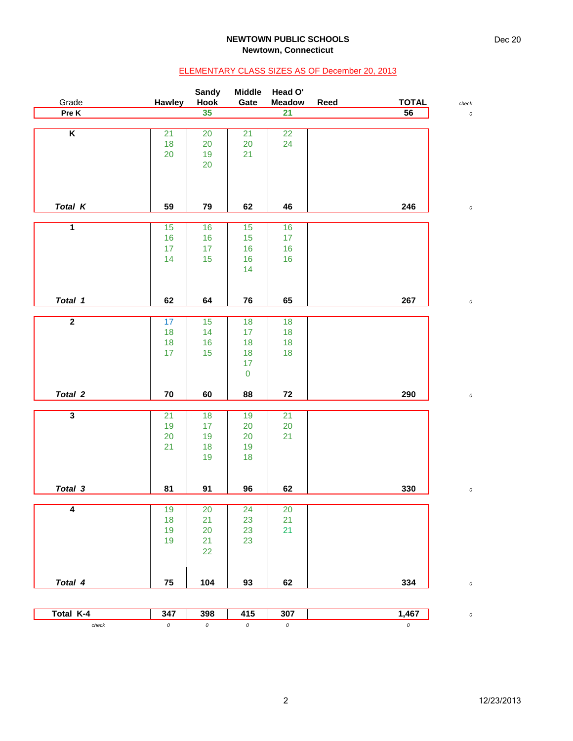**NEWTOWN PUBLIC SCHOOLS**
**Newtown, Connecticut**

Dec 20

ELEMENTARY CLASS SIZES AS OF December 20, 2013

| Grade | Hawley | Sandy Hook | Middle Gate | Head O' Meadow | Reed | TOTAL | check |
|---|---|---|---|---|---|---|---|
| **Pre K** | | 35 | | 21 | | **56** | 0 |
| **K** | 21 | 20 | 21 | 22 | | | |
| | 18 | 20 | 20 | 24 | | | |
| | 20 | 19 | 21 | | | | |
| | | 20 | | | | | |
| ***Total K*** | **59** | **79** | **62** | **46** | | **246** | 0 |
| **1** | 15 | 16 | 15 | 16 | | | |
| | 16 | 16 | 15 | 17 | | | |
| | 17 | 17 | 16 | 16 | | | |
| | 14 | 15 | 16 | 16 | | | |
| | | | 14 | | | | |
| ***Total 1*** | **62** | **64** | **76** | **65** | | **267** | 0 |
| **2** | 17 | 15 | 18 | 18 | | | |
| | 18 | 14 | 17 | 18 | | | |
| | 18 | 16 | 18 | 18 | | | |
| | 17 | 15 | 18 | 18 | | | |
| | | | 17 | | | | |
| | | | 0 | | | | |
| ***Total 2*** | **70** | **60** | **88** | **72** | | **290** | 0 |
| **3** | 21 | 18 | 19 | 21 | | | |
| | 19 | 17 | 20 | 20 | | | |
| | 20 | 19 | 20 | 21 | | | |
| | 21 | 18 | 19 | | | | |
| | | 19 | 18 | | | | |
| ***Total 3*** | **81** | **91** | **96** | **62** | | **330** | 0 |
| **4** | 19 | 20 | 24 | 20 | | | |
| | 18 | 21 | 23 | 21 | | | |
| | 19 | 20 | 23 | 21 | | | |
| | 19 | 21 | 23 | | | | |
| | | 22 | | | | | |
| ***Total 4*** | **75** | **104** | **93** | **62** | | **334** | 0 |
| **Total K-4** | **347** | **398** | **415** | **307** | | **1,467** | 0 |
| *check* | *0* | *0* | *0* | *0* | | *0* | |

12/23/2013